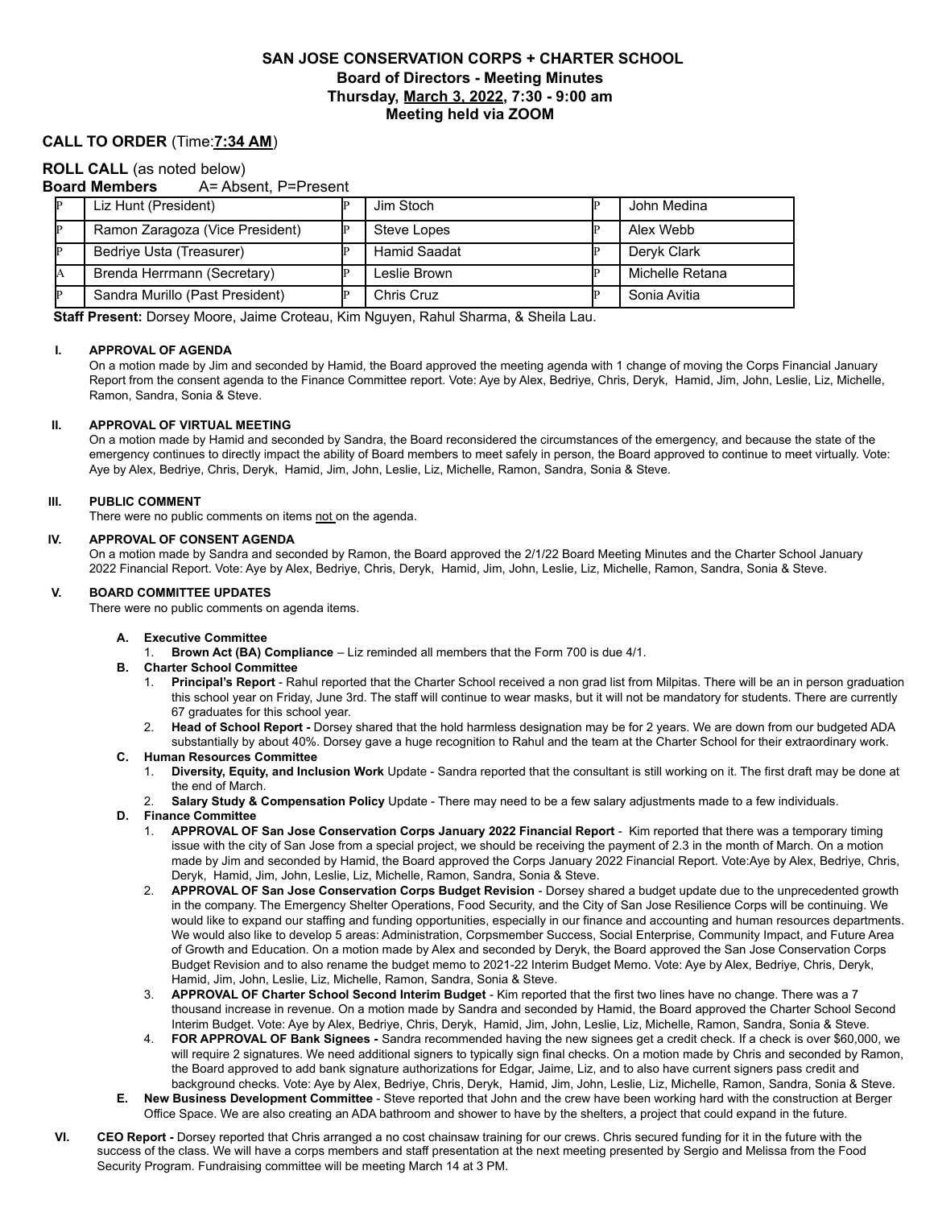# SAN JOSE CONSERVATION CORPS + CHARTER SCHOOL

## Board of Directors - Meeting Minutes

### Thursday, March 3, 2022, 7:30 - 9:00 am

### Meeting held via ZOOM

**CALL TO ORDER** (Time:**7:34 AM**)

**ROLL CALL** (as noted below)

**Board Members** A= Absent, P=Present

| | | | | | |
|---|---|---|---|---|---|
| P | Liz Hunt (President) | P | Jim Stoch | P | John Medina |
| P | Ramon Zaragoza (Vice President) | P | Steve Lopes | P | Alex Webb |
| P | Bedriye Usta (Treasurer) | P | Hamid Saadat | P | Deryk Clark |
| A | Brenda Herrmann (Secretary) | P | Leslie Brown | P | Michelle Retana |
| P | Sandra Murillo (Past President) | P | Chris Cruz | P | Sonia Avitia |

**Staff Present:** Dorsey Moore, Jaime Croteau, Kim Nguyen, Rahul Sharma, & Sheila Lau.

**I. APPROVAL OF AGENDA**

On a motion made by Jim and seconded by Hamid, the Board approved the meeting agenda with 1 change of moving the Corps Financial January Report from the consent agenda to the Finance Committee report. Vote: Aye by Alex, Bedriye, Chris, Deryk, Hamid, Jim, John, Leslie, Liz, Michelle, Ramon, Sandra, Sonia & Steve.

**II. APPROVAL OF VIRTUAL MEETING**

On a motion made by Hamid and seconded by Sandra, the Board reconsidered the circumstances of the emergency, and because the state of the emergency continues to directly impact the ability of Board members to meet safely in person, the Board approved to continue to meet virtually. Vote: Aye by Alex, Bedriye, Chris, Deryk, Hamid, Jim, John, Leslie, Liz, Michelle, Ramon, Sandra, Sonia & Steve.

**III. PUBLIC COMMENT**

There were no public comments on items not on the agenda.

**IV. APPROVAL OF CONSENT AGENDA**

On a motion made by Sandra and seconded by Ramon, the Board approved the 2/1/22 Board Meeting Minutes and the Charter School January 2022 Financial Report. Vote: Aye by Alex, Bedriye, Chris, Deryk, Hamid, Jim, John, Leslie, Liz, Michelle, Ramon, Sandra, Sonia & Steve.

**V. BOARD COMMITTEE UPDATES**

There were no public comments on agenda items.

**A. Executive Committee**

1. **Brown Act (BA) Compliance** – Liz reminded all members that the Form 700 is due 4/1.

**B. Charter School Committee**

1. **Principal's Report** - Rahul reported that the Charter School received a non grad list from Milpitas. There will be an in person graduation this school year on Friday, June 3rd. The staff will continue to wear masks, but it will not be mandatory for students. There are currently 67 graduates for this school year.
2. **Head of School Report -** Dorsey shared that the hold harmless designation may be for 2 years. We are down from our budgeted ADA substantially by about 40%. Dorsey gave a huge recognition to Rahul and the team at the Charter School for their extraordinary work.

**C. Human Resources Committee**

1. **Diversity, Equity, and Inclusion Work** Update - Sandra reported that the consultant is still working on it. The first draft may be done at the end of March.
2. **Salary Study & Compensation Policy** Update - There may need to be a few salary adjustments made to a few individuals.

**D. Finance Committee**

1. **APPROVAL OF San Jose Conservation Corps January 2022 Financial Report** - Kim reported that there was a temporary timing issue with the city of San Jose from a special project, we should be receiving the payment of 2.3 in the month of March. On a motion made by Jim and seconded by Hamid, the Board approved the Corps January 2022 Financial Report. Vote:Aye by Alex, Bedriye, Chris, Deryk, Hamid, Jim, John, Leslie, Liz, Michelle, Ramon, Sandra, Sonia & Steve.
2. **APPROVAL OF San Jose Conservation Corps Budget Revision** - Dorsey shared a budget update due to the unprecedented growth in the company. The Emergency Shelter Operations, Food Security, and the City of San Jose Resilience Corps will be continuing. We would like to expand our staffing and funding opportunities, especially in our finance and accounting and human resources departments. We would also like to develop 5 areas: Administration, Corpsmember Success, Social Enterprise, Community Impact, and Future Area of Growth and Education. On a motion made by Alex and seconded by Deryk, the Board approved the San Jose Conservation Corps Budget Revision and to also rename the budget memo to 2021-22 Interim Budget Memo. Vote: Aye by Alex, Bedriye, Chris, Deryk, Hamid, Jim, John, Leslie, Liz, Michelle, Ramon, Sandra, Sonia & Steve.
3. **APPROVAL OF Charter School Second Interim Budget** - Kim reported that the first two lines have no change. There was a 7 thousand increase in revenue. On a motion made by Sandra and seconded by Hamid, the Board approved the Charter School Second Interim Budget. Vote: Aye by Alex, Bedriye, Chris, Deryk, Hamid, Jim, John, Leslie, Liz, Michelle, Ramon, Sandra, Sonia & Steve.
4. **FOR APPROVAL OF Bank Signees -** Sandra recommended having the new signees get a credit check. If a check is over $60,000, we will require 2 signatures. We need additional signers to typically sign final checks. On a motion made by Chris and seconded by Ramon, the Board approved to add bank signature authorizations for Edgar, Jaime, Liz, and to also have current signers pass credit and background checks. Vote: Aye by Alex, Bedriye, Chris, Deryk, Hamid, Jim, John, Leslie, Liz, Michelle, Ramon, Sandra, Sonia & Steve.

**E. New Business Development Committee** - Steve reported that John and the crew have been working hard with the construction at Berger Office Space. We are also creating an ADA bathroom and shower to have by the shelters, a project that could expand in the future.

**VI. CEO Report -** Dorsey reported that Chris arranged a no cost chainsaw training for our crews. Chris secured funding for it in the future with the success of the class. We will have a corps members and staff presentation at the next meeting presented by Sergio and Melissa from the Food Security Program. Fundraising committee will be meeting March 14 at 3 PM.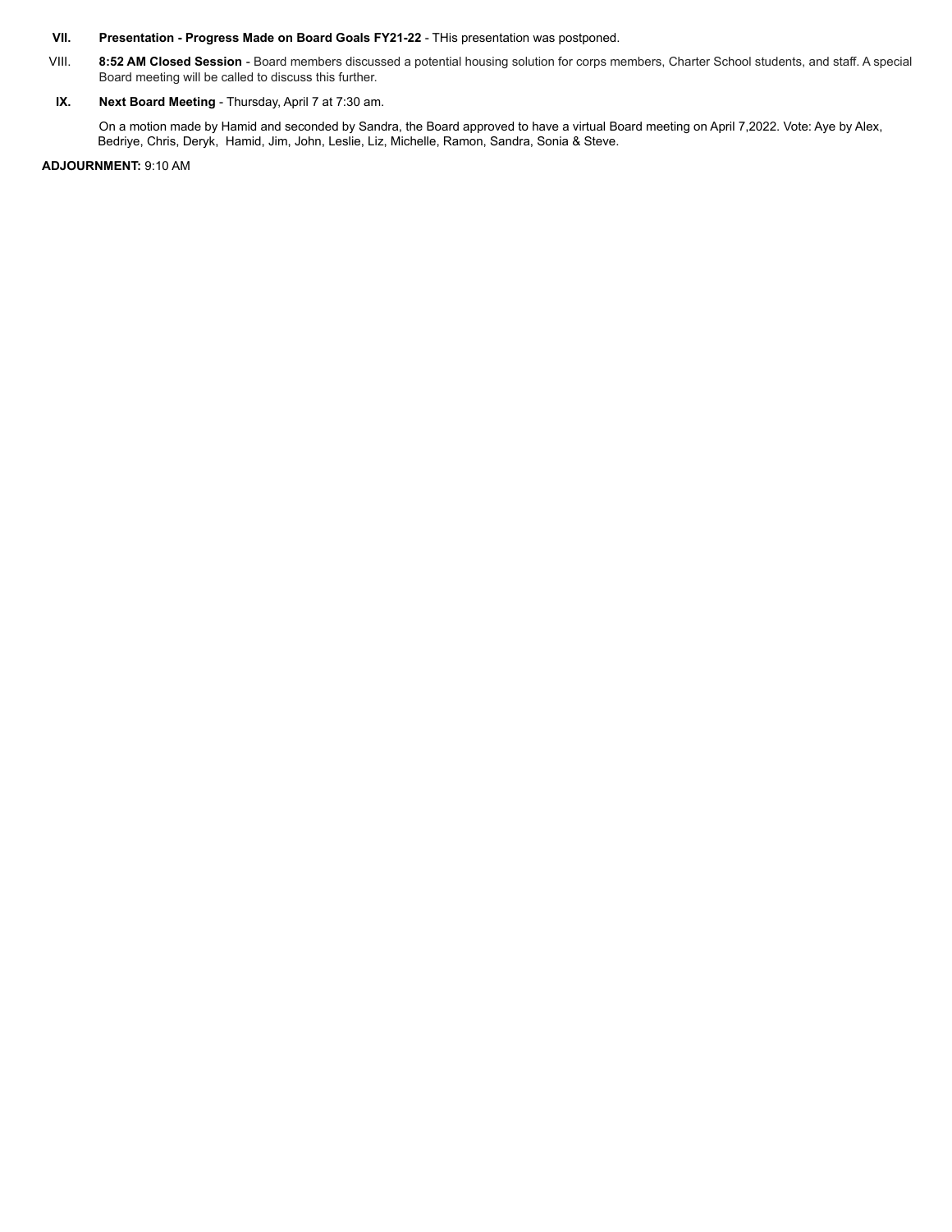VII. **Presentation - Progress Made on Board Goals FY21-22** - THis presentation was postponed.

VIII. **8:52 AM Closed Session** - Board members discussed a potential housing solution for corps members, Charter School students, and staff. A special Board meeting will be called to discuss this further.

IX. **Next Board Meeting** - Thursday, April 7 at 7:30 am.

On a motion made by Hamid and seconded by Sandra, the Board approved to have a virtual Board meeting on April 7,2022. Vote: Aye by Alex, Bedriye, Chris, Deryk, Hamid, Jim, John, Leslie, Liz, Michelle, Ramon, Sandra, Sonia & Steve.

**ADJOURNMENT:** 9:10 AM